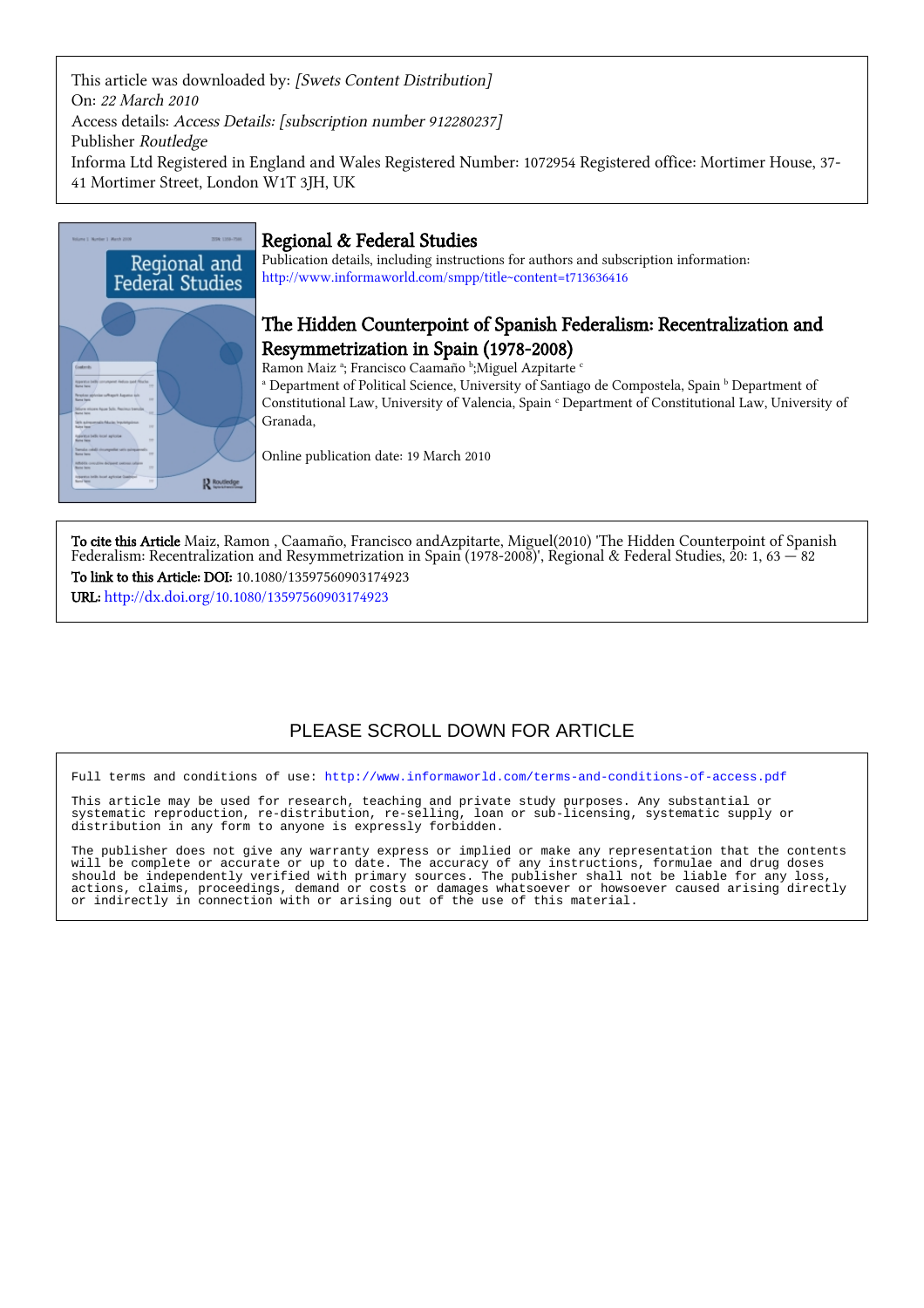This article was downloaded by: *[Swets Content Distribution]*
On: *22 March 2010*
Access details: *Access Details: [subscription number 912280237]*
Publisher *Routledge*
Informa Ltd Registered in England and Wales Registered Number: 1072954 Registered office: Mortimer House, 37-41 Mortimer Street, London W1T 3JH, UK

# Regional & Federal Studies

Publication details, including instructions for authors and subscription information:
http://www.informaworld.com/smpp/title~content=t713636416

## The Hidden Counterpoint of Spanish Federalism: Recentralization and Resymmetrization in Spain (1978-2008)

Ramon Maiz [a]; Francisco Caamaño [b];Miguel Azpitarte [c]

[a] Department of Political Science, University of Santiago de Compostela, Spain [b] Department of Constitutional Law, University of Valencia, Spain [c] Department of Constitutional Law, University of Granada,

Online publication date: 19 March 2010

**To cite this Article** Maiz, Ramon , Caamaño, Francisco andAzpitarte, Miguel(2010) 'The Hidden Counterpoint of Spanish Federalism: Recentralization and Resymmetrization in Spain (1978-2008)', Regional & Federal Studies, 20: 1, 63 — 82

**To link to this Article: DOI:** 10.1080/13597560903174923

**URL:** http://dx.doi.org/10.1080/13597560903174923

PLEASE SCROLL DOWN FOR ARTICLE

Full terms and conditions of use: http://www.informaworld.com/terms-and-conditions-of-access.pdf

This article may be used for research, teaching and private study purposes. Any substantial or systematic reproduction, re-distribution, re-selling, loan or sub-licensing, systematic supply or distribution in any form to anyone is expressly forbidden.

The publisher does not give any warranty express or implied or make any representation that the contents will be complete or accurate or up to date. The accuracy of any instructions, formulae and drug doses should be independently verified with primary sources. The publisher shall not be liable for any loss, actions, claims, proceedings, demand or costs or damages whatsoever or howsoever caused arising directly or indirectly in connection with or arising out of the use of this material.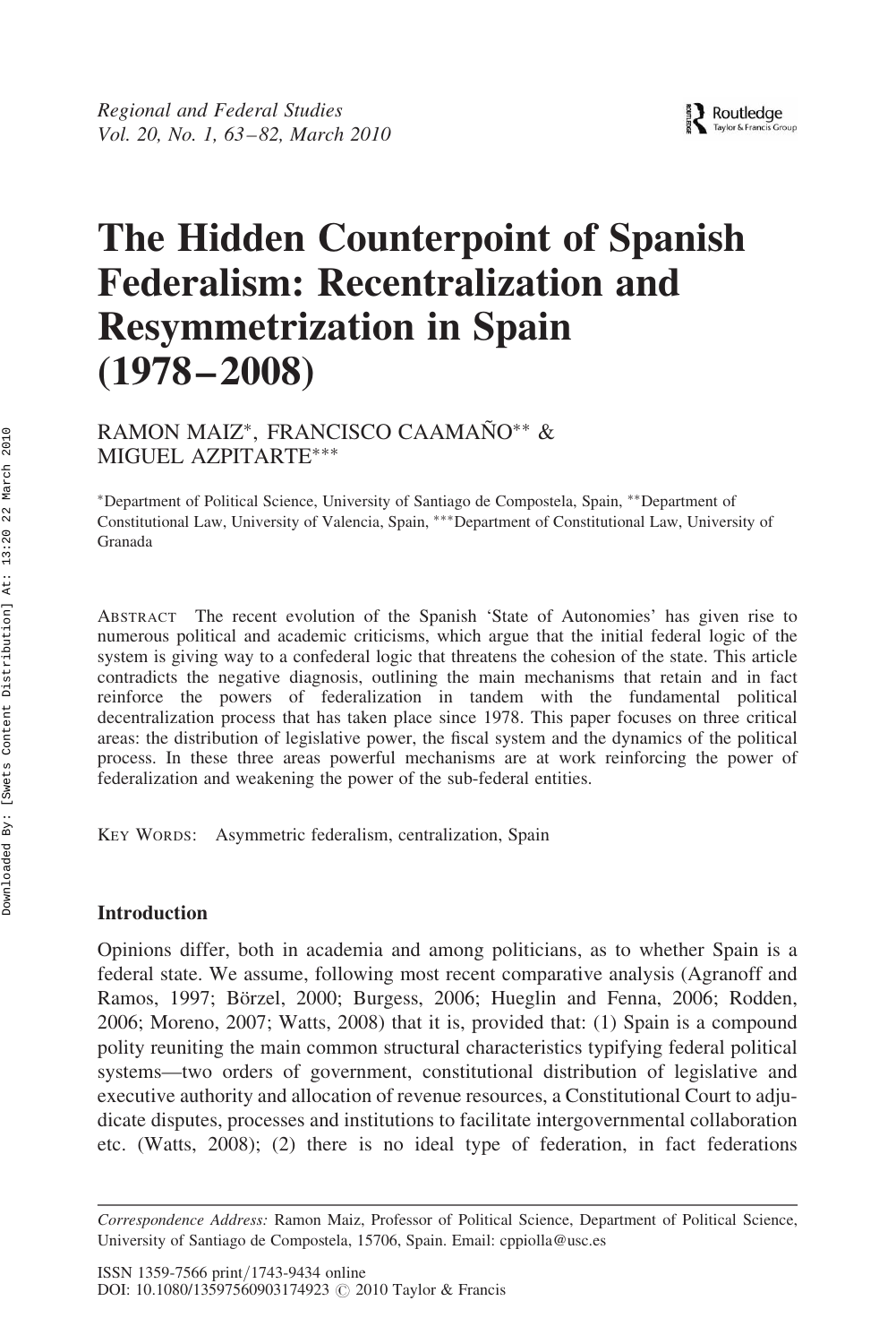# The Hidden Counterpoint of Spanish Federalism: Recentralization and Resymmetrization in Spain (1978–2008)

RAMON MAIZ*, FRANCISCO CAAMAÑO** & MIGUEL AZPITARTE***

*Department of Political Science, University of Santiago de Compostela, Spain, **Department of Constitutional Law, University of Valencia, Spain, ***Department of Constitutional Law, University of Granada

ABSTRACT The recent evolution of the Spanish 'State of Autonomies' has given rise to numerous political and academic criticisms, which argue that the initial federal logic of the system is giving way to a confederal logic that threatens the cohesion of the state. This article contradicts the negative diagnosis, outlining the main mechanisms that retain and in fact reinforce the powers of federalization in tandem with the fundamental political decentralization process that has taken place since 1978. This paper focuses on three critical areas: the distribution of legislative power, the fiscal system and the dynamics of the political process. In these three areas powerful mechanisms are at work reinforcing the power of federalization and weakening the power of the sub-federal entities.

KEY WORDS: Asymmetric federalism, centralization, Spain

## Introduction

Opinions differ, both in academia and among politicians, as to whether Spain is a federal state. We assume, following most recent comparative analysis (Agranoff and Ramos, 1997; Börzel, 2000; Burgess, 2006; Hueglin and Fenna, 2006; Rodden, 2006; Moreno, 2007; Watts, 2008) that it is, provided that: (1) Spain is a compound polity reuniting the main common structural characteristics typifying federal political systems—two orders of government, constitutional distribution of legislative and executive authority and allocation of revenue resources, a Constitutional Court to adjudicate disputes, processes and institutions to facilitate intergovernmental collaboration etc. (Watts, 2008); (2) there is no ideal type of federation, in fact federations

*Correspondence Address:* Ramon Maiz, Professor of Political Science, Department of Political Science, University of Santiago de Compostela, 15706, Spain. Email: cppiolla@usc.es

ISSN 1359-7566 print/1743-9434 online
DOI: 10.1080/13597560903174923 © 2010 Taylor & Francis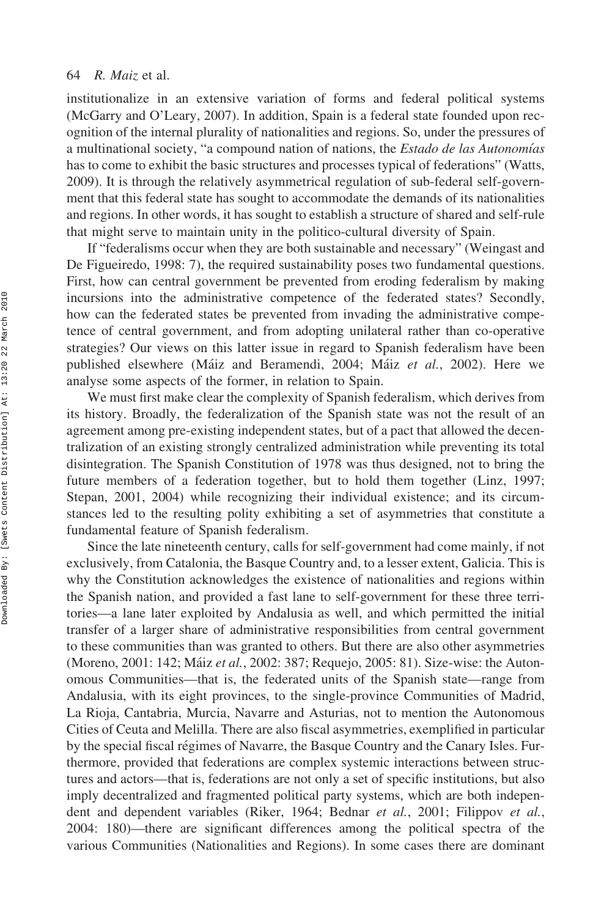institutionalize in an extensive variation of forms and federal political systems (McGarry and O'Leary, 2007). In addition, Spain is a federal state founded upon recognition of the internal plurality of nationalities and regions. So, under the pressures of a multinational society, "a compound nation of nations, the *Estado de las Autonomías* has to come to exhibit the basic structures and processes typical of federations" (Watts, 2009). It is through the relatively asymmetrical regulation of sub-federal self-government that this federal state has sought to accommodate the demands of its nationalities and regions. In other words, it has sought to establish a structure of shared and self-rule that might serve to maintain unity in the politico-cultural diversity of Spain.

If "federalisms occur when they are both sustainable and necessary" (Weingast and De Figueiredo, 1998: 7), the required sustainability poses two fundamental questions. First, how can central government be prevented from eroding federalism by making incursions into the administrative competence of the federated states? Secondly, how can the federated states be prevented from invading the administrative competence of central government, and from adopting unilateral rather than co-operative strategies? Our views on this latter issue in regard to Spanish federalism have been published elsewhere (Máiz and Beramendi, 2004; Máiz *et al.*, 2002). Here we analyse some aspects of the former, in relation to Spain.

We must first make clear the complexity of Spanish federalism, which derives from its history. Broadly, the federalization of the Spanish state was not the result of an agreement among pre-existing independent states, but of a pact that allowed the decentralization of an existing strongly centralized administration while preventing its total disintegration. The Spanish Constitution of 1978 was thus designed, not to bring the future members of a federation together, but to hold them together (Linz, 1997; Stepan, 2001, 2004) while recognizing their individual existence; and its circumstances led to the resulting polity exhibiting a set of asymmetries that constitute a fundamental feature of Spanish federalism.

Since the late nineteenth century, calls for self-government had come mainly, if not exclusively, from Catalonia, the Basque Country and, to a lesser extent, Galicia. This is why the Constitution acknowledges the existence of nationalities and regions within the Spanish nation, and provided a fast lane to self-government for these three territories—a lane later exploited by Andalusia as well, and which permitted the initial transfer of a larger share of administrative responsibilities from central government to these communities than was granted to others. But there are also other asymmetries (Moreno, 2001: 142; Máiz *et al.*, 2002: 387; Requejo, 2005: 81). Size-wise: the Autonomous Communities—that is, the federated units of the Spanish state—range from Andalusia, with its eight provinces, to the single-province Communities of Madrid, La Rioja, Cantabria, Murcia, Navarre and Asturias, not to mention the Autonomous Cities of Ceuta and Melilla. There are also fiscal asymmetries, exemplified in particular by the special fiscal régimes of Navarre, the Basque Country and the Canary Isles. Furthermore, provided that federations are complex systemic interactions between structures and actors—that is, federations are not only a set of specific institutions, but also imply decentralized and fragmented political party systems, which are both independent and dependent variables (Riker, 1964; Bednar *et al.*, 2001; Filippov *et al.*, 2004: 180)—there are significant differences among the political spectra of the various Communities (Nationalities and Regions). In some cases there are dominant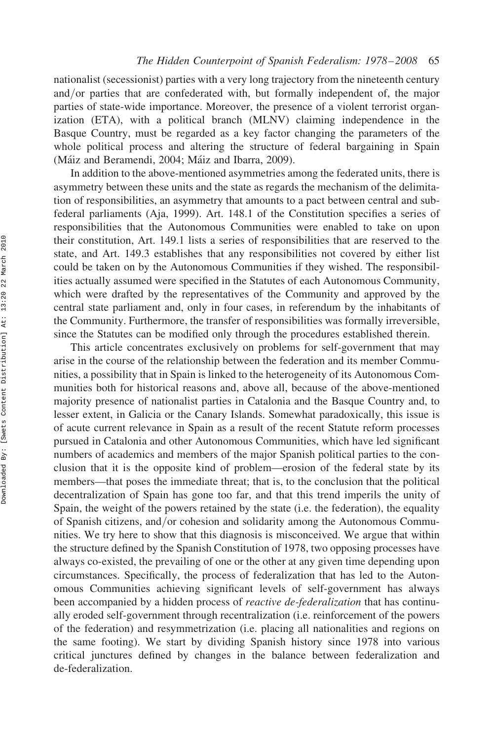nationalist (secessionist) parties with a very long trajectory from the nineteenth century and/or parties that are confederated with, but formally independent of, the major parties of state-wide importance. Moreover, the presence of a violent terrorist organization (ETA), with a political branch (MLNV) claiming independence in the Basque Country, must be regarded as a key factor changing the parameters of the whole political process and altering the structure of federal bargaining in Spain (Máiz and Beramendi, 2004; Máiz and Ibarra, 2009).

In addition to the above-mentioned asymmetries among the federated units, there is asymmetry between these units and the state as regards the mechanism of the delimitation of responsibilities, an asymmetry that amounts to a pact between central and sub-federal parliaments (Aja, 1999). Art. 148.1 of the Constitution specifies a series of responsibilities that the Autonomous Communities were enabled to take on upon their constitution, Art. 149.1 lists a series of responsibilities that are reserved to the state, and Art. 149.3 establishes that any responsibilities not covered by either list could be taken on by the Autonomous Communities if they wished. The responsibilities actually assumed were specified in the Statutes of each Autonomous Community, which were drafted by the representatives of the Community and approved by the central state parliament and, only in four cases, in referendum by the inhabitants of the Community. Furthermore, the transfer of responsibilities was formally irreversible, since the Statutes can be modified only through the procedures established therein.

This article concentrates exclusively on problems for self-government that may arise in the course of the relationship between the federation and its member Communities, a possibility that in Spain is linked to the heterogeneity of its Autonomous Communities both for historical reasons and, above all, because of the above-mentioned majority presence of nationalist parties in Catalonia and the Basque Country and, to lesser extent, in Galicia or the Canary Islands. Somewhat paradoxically, this issue is of acute current relevance in Spain as a result of the recent Statute reform processes pursued in Catalonia and other Autonomous Communities, which have led significant numbers of academics and members of the major Spanish political parties to the conclusion that it is the opposite kind of problem—erosion of the federal state by its members—that poses the immediate threat; that is, to the conclusion that the political decentralization of Spain has gone too far, and that this trend imperils the unity of Spain, the weight of the powers retained by the state (i.e. the federation), the equality of Spanish citizens, and/or cohesion and solidarity among the Autonomous Communities. We try here to show that this diagnosis is misconceived. We argue that within the structure defined by the Spanish Constitution of 1978, two opposing processes have always co-existed, the prevailing of one or the other at any given time depending upon circumstances. Specifically, the process of federalization that has led to the Autonomous Communities achieving significant levels of self-government has always been accompanied by a hidden process of *reactive de-federalization* that has continually eroded self-government through recentralization (i.e. reinforcement of the powers of the federation) and resymmetrization (i.e. placing all nationalities and regions on the same footing). We start by dividing Spanish history since 1978 into various critical junctures defined by changes in the balance between federalization and de-federalization.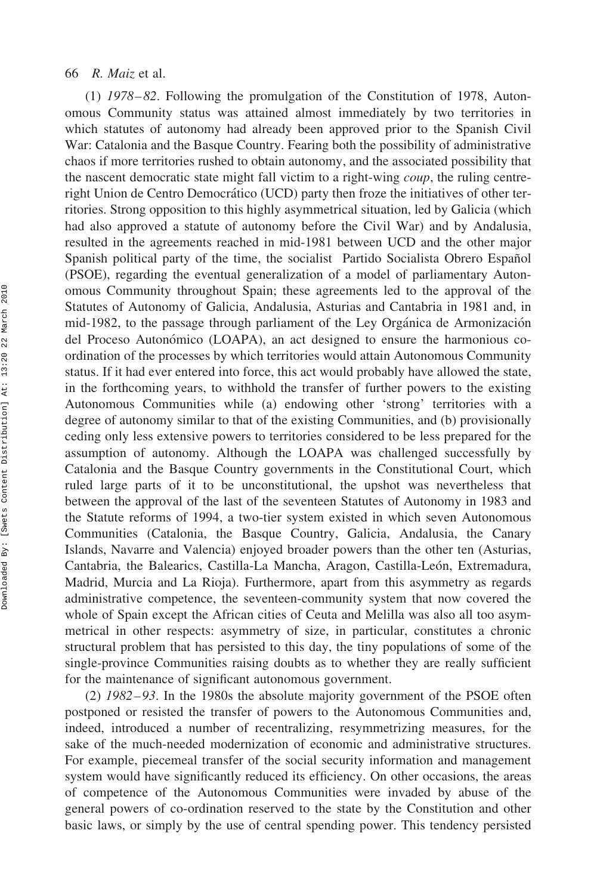(1) *1978–82*. Following the promulgation of the Constitution of 1978, Autonomous Community status was attained almost immediately by two territories in which statutes of autonomy had already been approved prior to the Spanish Civil War: Catalonia and the Basque Country. Fearing both the possibility of administrative chaos if more territories rushed to obtain autonomy, and the associated possibility that the nascent democratic state might fall victim to a right-wing *coup*, the ruling centre-right Union de Centro Democrático (UCD) party then froze the initiatives of other territories. Strong opposition to this highly asymmetrical situation, led by Galicia (which had also approved a statute of autonomy before the Civil War) and by Andalusia, resulted in the agreements reached in mid-1981 between UCD and the other major Spanish political party of the time, the socialist Partido Socialista Obrero Español (PSOE), regarding the eventual generalization of a model of parliamentary Autonomous Community throughout Spain; these agreements led to the approval of the Statutes of Autonomy of Galicia, Andalusia, Asturias and Cantabria in 1981 and, in mid-1982, to the passage through parliament of the Ley Orgánica de Armonización del Proceso Autonómico (LOAPA), an act designed to ensure the harmonious co-ordination of the processes by which territories would attain Autonomous Community status. If it had ever entered into force, this act would probably have allowed the state, in the forthcoming years, to withhold the transfer of further powers to the existing Autonomous Communities while (a) endowing other 'strong' territories with a degree of autonomy similar to that of the existing Communities, and (b) provisionally ceding only less extensive powers to territories considered to be less prepared for the assumption of autonomy. Although the LOAPA was challenged successfully by Catalonia and the Basque Country governments in the Constitutional Court, which ruled large parts of it to be unconstitutional, the upshot was nevertheless that between the approval of the last of the seventeen Statutes of Autonomy in 1983 and the Statute reforms of 1994, a two-tier system existed in which seven Autonomous Communities (Catalonia, the Basque Country, Galicia, Andalusia, the Canary Islands, Navarre and Valencia) enjoyed broader powers than the other ten (Asturias, Cantabria, the Balearics, Castilla-La Mancha, Aragon, Castilla-León, Extremadura, Madrid, Murcia and La Rioja). Furthermore, apart from this asymmetry as regards administrative competence, the seventeen-community system that now covered the whole of Spain except the African cities of Ceuta and Melilla was also all too asymmetrical in other respects: asymmetry of size, in particular, constitutes a chronic structural problem that has persisted to this day, the tiny populations of some of the single-province Communities raising doubts as to whether they are really sufficient for the maintenance of significant autonomous government.

(2) *1982–93*. In the 1980s the absolute majority government of the PSOE often postponed or resisted the transfer of powers to the Autonomous Communities and, indeed, introduced a number of recentralizing, resymmetrizing measures, for the sake of the much-needed modernization of economic and administrative structures. For example, piecemeal transfer of the social security information and management system would have significantly reduced its efficiency. On other occasions, the areas of competence of the Autonomous Communities were invaded by abuse of the general powers of co-ordination reserved to the state by the Constitution and other basic laws, or simply by the use of central spending power. This tendency persisted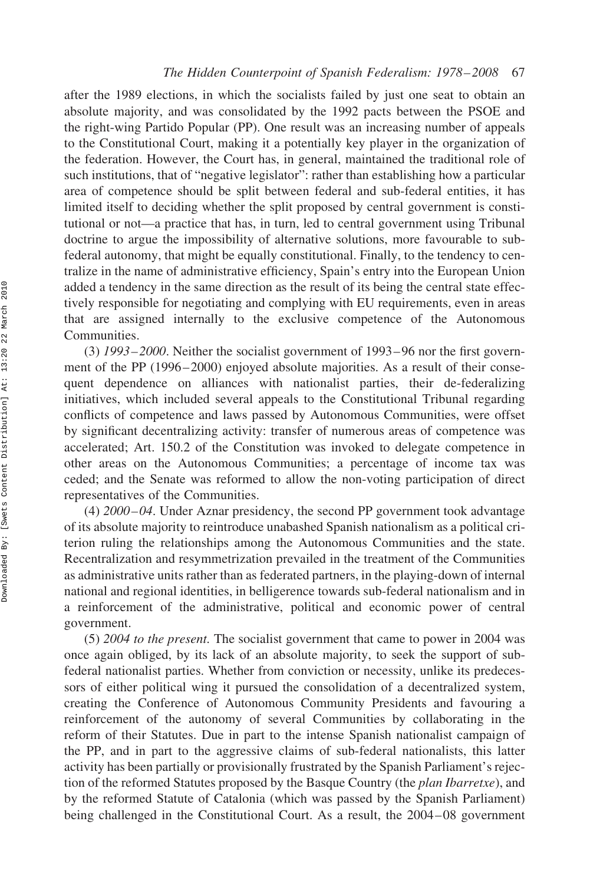after the 1989 elections, in which the socialists failed by just one seat to obtain an absolute majority, and was consolidated by the 1992 pacts between the PSOE and the right-wing Partido Popular (PP). One result was an increasing number of appeals to the Constitutional Court, making it a potentially key player in the organization of the federation. However, the Court has, in general, maintained the traditional role of such institutions, that of "negative legislator": rather than establishing how a particular area of competence should be split between federal and sub-federal entities, it has limited itself to deciding whether the split proposed by central government is constitutional or not—a practice that has, in turn, led to central government using Tribunal doctrine to argue the impossibility of alternative solutions, more favourable to sub-federal autonomy, that might be equally constitutional. Finally, to the tendency to centralize in the name of administrative efficiency, Spain's entry into the European Union added a tendency in the same direction as the result of its being the central state effectively responsible for negotiating and complying with EU requirements, even in areas that are assigned internally to the exclusive competence of the Autonomous Communities.

(3) *1993–2000*. Neither the socialist government of 1993–96 nor the first government of the PP (1996–2000) enjoyed absolute majorities. As a result of their consequent dependence on alliances with nationalist parties, their de-federalizing initiatives, which included several appeals to the Constitutional Tribunal regarding conflicts of competence and laws passed by Autonomous Communities, were offset by significant decentralizing activity: transfer of numerous areas of competence was accelerated; Art. 150.2 of the Constitution was invoked to delegate competence in other areas on the Autonomous Communities; a percentage of income tax was ceded; and the Senate was reformed to allow the non-voting participation of direct representatives of the Communities.

(4) *2000–04*. Under Aznar presidency, the second PP government took advantage of its absolute majority to reintroduce unabashed Spanish nationalism as a political criterion ruling the relationships among the Autonomous Communities and the state. Recentralization and resymmetrization prevailed in the treatment of the Communities as administrative units rather than as federated partners, in the playing-down of internal national and regional identities, in belligerence towards sub-federal nationalism and in a reinforcement of the administrative, political and economic power of central government.

(5) *2004 to the present.* The socialist government that came to power in 2004 was once again obliged, by its lack of an absolute majority, to seek the support of sub-federal nationalist parties. Whether from conviction or necessity, unlike its predecessors of either political wing it pursued the consolidation of a decentralized system, creating the Conference of Autonomous Community Presidents and favouring a reinforcement of the autonomy of several Communities by collaborating in the reform of their Statutes. Due in part to the intense Spanish nationalist campaign of the PP, and in part to the aggressive claims of sub-federal nationalists, this latter activity has been partially or provisionally frustrated by the Spanish Parliament's rejection of the reformed Statutes proposed by the Basque Country (the *plan Ibarretxe*), and by the reformed Statute of Catalonia (which was passed by the Spanish Parliament) being challenged in the Constitutional Court. As a result, the 2004–08 government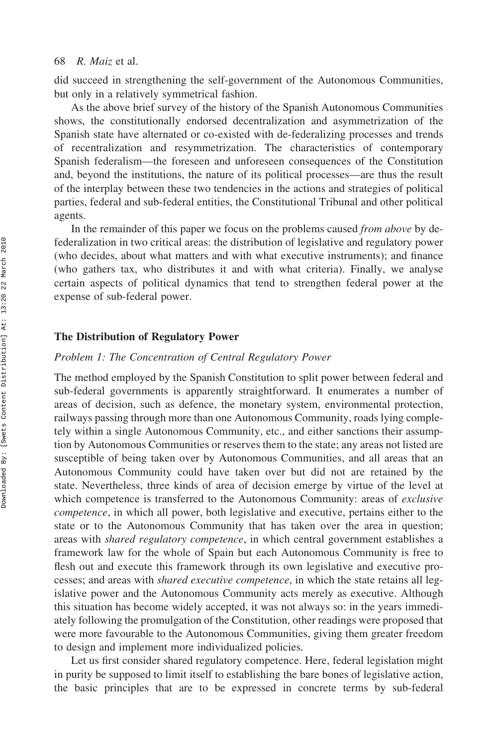did succeed in strengthening the self-government of the Autonomous Communities, but only in a relatively symmetrical fashion.

As the above brief survey of the history of the Spanish Autonomous Communities shows, the constitutionally endorsed decentralization and asymmetrization of the Spanish state have alternated or co-existed with de-federalizing processes and trends of recentralization and resymmetrization. The characteristics of contemporary Spanish federalism—the foreseen and unforeseen consequences of the Constitution and, beyond the institutions, the nature of its political processes—are thus the result of the interplay between these two tendencies in the actions and strategies of political parties, federal and sub-federal entities, the Constitutional Tribunal and other political agents.

In the remainder of this paper we focus on the problems caused *from above* by de-federalization in two critical areas: the distribution of legislative and regulatory power (who decides, about what matters and with what executive instruments); and finance (who gathers tax, who distributes it and with what criteria). Finally, we analyse certain aspects of political dynamics that tend to strengthen federal power at the expense of sub-federal power.

## The Distribution of Regulatory Power

### *Problem 1: The Concentration of Central Regulatory Power*

The method employed by the Spanish Constitution to split power between federal and sub-federal governments is apparently straightforward. It enumerates a number of areas of decision, such as defence, the monetary system, environmental protection, railways passing through more than one Autonomous Community, roads lying completely within a single Autonomous Community, etc., and either sanctions their assumption by Autonomous Communities or reserves them to the state; any areas not listed are susceptible of being taken over by Autonomous Communities, and all areas that an Autonomous Community could have taken over but did not are retained by the state. Nevertheless, three kinds of area of decision emerge by virtue of the level at which competence is transferred to the Autonomous Community: areas of *exclusive competence*, in which all power, both legislative and executive, pertains either to the state or to the Autonomous Community that has taken over the area in question; areas with *shared regulatory competence*, in which central government establishes a framework law for the whole of Spain but each Autonomous Community is free to flesh out and execute this framework through its own legislative and executive processes; and areas with *shared executive competence*, in which the state retains all legislative power and the Autonomous Community acts merely as executive. Although this situation has become widely accepted, it was not always so: in the years immediately following the promulgation of the Constitution, other readings were proposed that were more favourable to the Autonomous Communities, giving them greater freedom to design and implement more individualized policies.

Let us first consider shared regulatory competence. Here, federal legislation might in purity be supposed to limit itself to establishing the bare bones of legislative action, the basic principles that are to be expressed in concrete terms by sub-federal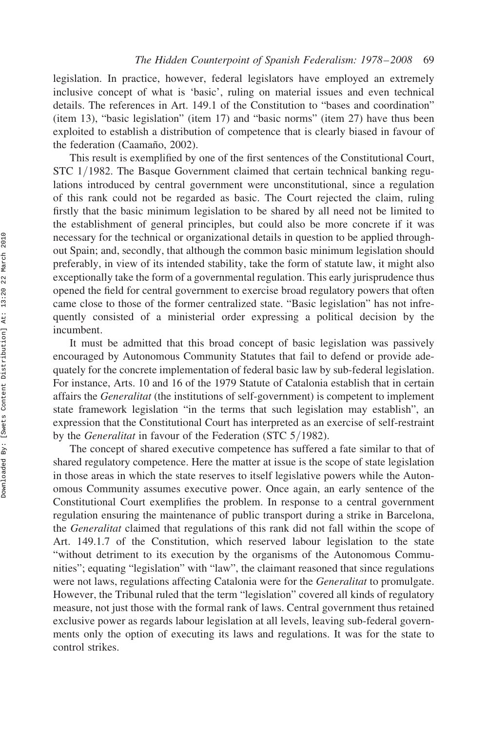legislation. In practice, however, federal legislators have employed an extremely inclusive concept of what is 'basic', ruling on material issues and even technical details. The references in Art. 149.1 of the Constitution to "bases and coordination" (item 13), "basic legislation" (item 17) and "basic norms" (item 27) have thus been exploited to establish a distribution of competence that is clearly biased in favour of the federation (Caamaño, 2002).

This result is exemplified by one of the first sentences of the Constitutional Court, STC 1/1982. The Basque Government claimed that certain technical banking regulations introduced by central government were unconstitutional, since a regulation of this rank could not be regarded as basic. The Court rejected the claim, ruling firstly that the basic minimum legislation to be shared by all need not be limited to the establishment of general principles, but could also be more concrete if it was necessary for the technical or organizational details in question to be applied throughout Spain; and, secondly, that although the common basic minimum legislation should preferably, in view of its intended stability, take the form of statute law, it might also exceptionally take the form of a governmental regulation. This early jurisprudence thus opened the field for central government to exercise broad regulatory powers that often came close to those of the former centralized state. "Basic legislation" has not infrequently consisted of a ministerial order expressing a political decision by the incumbent.

It must be admitted that this broad concept of basic legislation was passively encouraged by Autonomous Community Statutes that fail to defend or provide adequately for the concrete implementation of federal basic law by sub-federal legislation. For instance, Arts. 10 and 16 of the 1979 Statute of Catalonia establish that in certain affairs the *Generalitat* (the institutions of self-government) is competent to implement state framework legislation "in the terms that such legislation may establish", an expression that the Constitutional Court has interpreted as an exercise of self-restraint by the *Generalitat* in favour of the Federation (STC 5/1982).

The concept of shared executive competence has suffered a fate similar to that of shared regulatory competence. Here the matter at issue is the scope of state legislation in those areas in which the state reserves to itself legislative powers while the Autonomous Community assumes executive power. Once again, an early sentence of the Constitutional Court exemplifies the problem. In response to a central government regulation ensuring the maintenance of public transport during a strike in Barcelona, the *Generalitat* claimed that regulations of this rank did not fall within the scope of Art. 149.1.7 of the Constitution, which reserved labour legislation to the state "without detriment to its execution by the organisms of the Autonomous Communities"; equating "legislation" with "law", the claimant reasoned that since regulations were not laws, regulations affecting Catalonia were for the *Generalitat* to promulgate. However, the Tribunal ruled that the term "legislation" covered all kinds of regulatory measure, not just those with the formal rank of laws. Central government thus retained exclusive power as regards labour legislation at all levels, leaving sub-federal governments only the option of executing its laws and regulations. It was for the state to control strikes.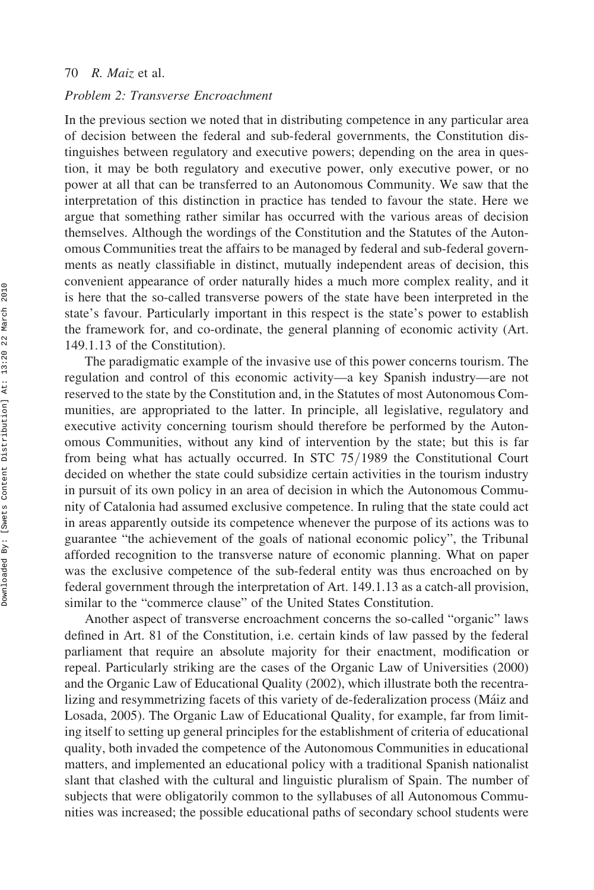*Problem 2: Transverse Encroachment*

In the previous section we noted that in distributing competence in any particular area of decision between the federal and sub-federal governments, the Constitution distinguishes between regulatory and executive powers; depending on the area in question, it may be both regulatory and executive power, only executive power, or no power at all that can be transferred to an Autonomous Community. We saw that the interpretation of this distinction in practice has tended to favour the state. Here we argue that something rather similar has occurred with the various areas of decision themselves. Although the wordings of the Constitution and the Statutes of the Autonomous Communities treat the affairs to be managed by federal and sub-federal governments as neatly classifiable in distinct, mutually independent areas of decision, this convenient appearance of order naturally hides a much more complex reality, and it is here that the so-called transverse powers of the state have been interpreted in the state's favour. Particularly important in this respect is the state's power to establish the framework for, and co-ordinate, the general planning of economic activity (Art. 149.1.13 of the Constitution).

The paradigmatic example of the invasive use of this power concerns tourism. The regulation and control of this economic activity—a key Spanish industry—are not reserved to the state by the Constitution and, in the Statutes of most Autonomous Communities, are appropriated to the latter. In principle, all legislative, regulatory and executive activity concerning tourism should therefore be performed by the Autonomous Communities, without any kind of intervention by the state; but this is far from being what has actually occurred. In STC 75/1989 the Constitutional Court decided on whether the state could subsidize certain activities in the tourism industry in pursuit of its own policy in an area of decision in which the Autonomous Community of Catalonia had assumed exclusive competence. In ruling that the state could act in areas apparently outside its competence whenever the purpose of its actions was to guarantee "the achievement of the goals of national economic policy", the Tribunal afforded recognition to the transverse nature of economic planning. What on paper was the exclusive competence of the sub-federal entity was thus encroached on by federal government through the interpretation of Art. 149.1.13 as a catch-all provision, similar to the "commerce clause" of the United States Constitution.

Another aspect of transverse encroachment concerns the so-called "organic" laws defined in Art. 81 of the Constitution, i.e. certain kinds of law passed by the federal parliament that require an absolute majority for their enactment, modification or repeal. Particularly striking are the cases of the Organic Law of Universities (2000) and the Organic Law of Educational Quality (2002), which illustrate both the recentralizing and resymmetrizing facets of this variety of de-federalization process (Máiz and Losada, 2005). The Organic Law of Educational Quality, for example, far from limiting itself to setting up general principles for the establishment of criteria of educational quality, both invaded the competence of the Autonomous Communities in educational matters, and implemented an educational policy with a traditional Spanish nationalist slant that clashed with the cultural and linguistic pluralism of Spain. The number of subjects that were obligatorily common to the syllabuses of all Autonomous Communities was increased; the possible educational paths of secondary school students were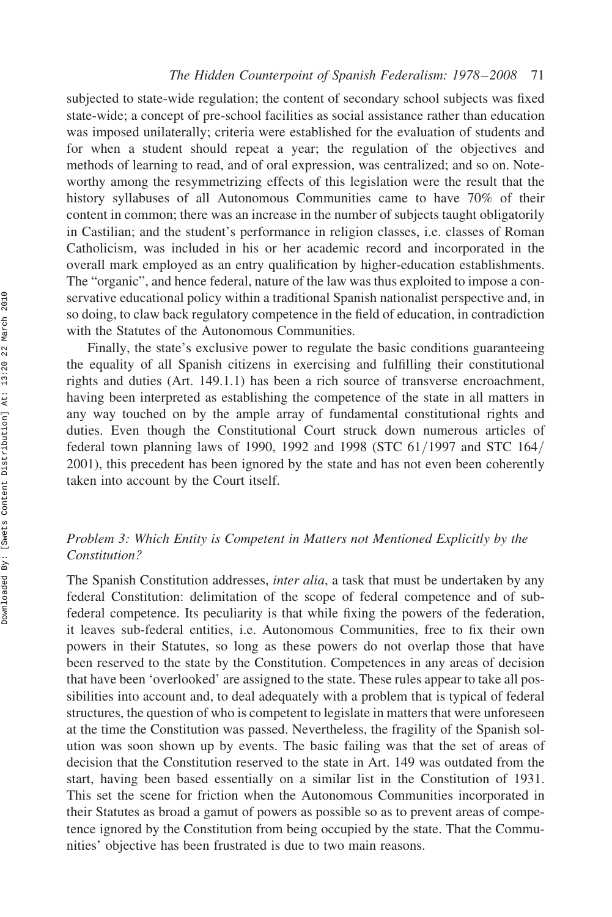subjected to state-wide regulation; the content of secondary school subjects was fixed state-wide; a concept of pre-school facilities as social assistance rather than education was imposed unilaterally; criteria were established for the evaluation of students and for when a student should repeat a year; the regulation of the objectives and methods of learning to read, and of oral expression, was centralized; and so on. Noteworthy among the resymmetrizing effects of this legislation were the result that the history syllabuses of all Autonomous Communities came to have 70% of their content in common; there was an increase in the number of subjects taught obligatorily in Castilian; and the student's performance in religion classes, i.e. classes of Roman Catholicism, was included in his or her academic record and incorporated in the overall mark employed as an entry qualification by higher-education establishments. The "organic", and hence federal, nature of the law was thus exploited to impose a conservative educational policy within a traditional Spanish nationalist perspective and, in so doing, to claw back regulatory competence in the field of education, in contradiction with the Statutes of the Autonomous Communities.

Finally, the state's exclusive power to regulate the basic conditions guaranteeing the equality of all Spanish citizens in exercising and fulfilling their constitutional rights and duties (Art. 149.1.1) has been a rich source of transverse encroachment, having been interpreted as establishing the competence of the state in all matters in any way touched on by the ample array of fundamental constitutional rights and duties. Even though the Constitutional Court struck down numerous articles of federal town planning laws of 1990, 1992 and 1998 (STC 61/1997 and STC 164/2001), this precedent has been ignored by the state and has not even been coherently taken into account by the Court itself.

### *Problem 3: Which Entity is Competent in Matters not Mentioned Explicitly by the Constitution?*

The Spanish Constitution addresses, *inter alia*, a task that must be undertaken by any federal Constitution: delimitation of the scope of federal competence and of sub-federal competence. Its peculiarity is that while fixing the powers of the federation, it leaves sub-federal entities, i.e. Autonomous Communities, free to fix their own powers in their Statutes, so long as these powers do not overlap those that have been reserved to the state by the Constitution. Competences in any areas of decision that have been 'overlooked' are assigned to the state. These rules appear to take all possibilities into account and, to deal adequately with a problem that is typical of federal structures, the question of who is competent to legislate in matters that were unforeseen at the time the Constitution was passed. Nevertheless, the fragility of the Spanish solution was soon shown up by events. The basic failing was that the set of areas of decision that the Constitution reserved to the state in Art. 149 was outdated from the start, having been based essentially on a similar list in the Constitution of 1931. This set the scene for friction when the Autonomous Communities incorporated in their Statutes as broad a gamut of powers as possible so as to prevent areas of competence ignored by the Constitution from being occupied by the state. That the Communities' objective has been frustrated is due to two main reasons.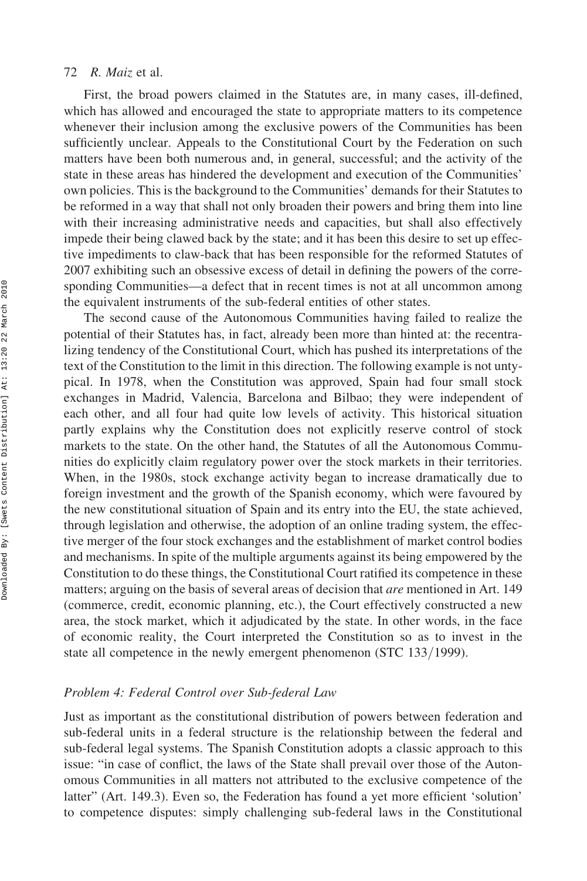First, the broad powers claimed in the Statutes are, in many cases, ill-defined, which has allowed and encouraged the state to appropriate matters to its competence whenever their inclusion among the exclusive powers of the Communities has been sufficiently unclear. Appeals to the Constitutional Court by the Federation on such matters have been both numerous and, in general, successful; and the activity of the state in these areas has hindered the development and execution of the Communities' own policies. This is the background to the Communities' demands for their Statutes to be reformed in a way that shall not only broaden their powers and bring them into line with their increasing administrative needs and capacities, but shall also effectively impede their being clawed back by the state; and it has been this desire to set up effective impediments to claw-back that has been responsible for the reformed Statutes of 2007 exhibiting such an obsessive excess of detail in defining the powers of the corresponding Communities—a defect that in recent times is not at all uncommon among the equivalent instruments of the sub-federal entities of other states.

The second cause of the Autonomous Communities having failed to realize the potential of their Statutes has, in fact, already been more than hinted at: the recentralizing tendency of the Constitutional Court, which has pushed its interpretations of the text of the Constitution to the limit in this direction. The following example is not untypical. In 1978, when the Constitution was approved, Spain had four small stock exchanges in Madrid, Valencia, Barcelona and Bilbao; they were independent of each other, and all four had quite low levels of activity. This historical situation partly explains why the Constitution does not explicitly reserve control of stock markets to the state. On the other hand, the Statutes of all the Autonomous Communities do explicitly claim regulatory power over the stock markets in their territories. When, in the 1980s, stock exchange activity began to increase dramatically due to foreign investment and the growth of the Spanish economy, which were favoured by the new constitutional situation of Spain and its entry into the EU, the state achieved, through legislation and otherwise, the adoption of an online trading system, the effective merger of the four stock exchanges and the establishment of market control bodies and mechanisms. In spite of the multiple arguments against its being empowered by the Constitution to do these things, the Constitutional Court ratified its competence in these matters; arguing on the basis of several areas of decision that *are* mentioned in Art. 149 (commerce, credit, economic planning, etc.), the Court effectively constructed a new area, the stock market, which it adjudicated by the state. In other words, in the face of economic reality, the Court interpreted the Constitution so as to invest in the state all competence in the newly emergent phenomenon (STC 133/1999).

### *Problem 4: Federal Control over Sub-federal Law*

Just as important as the constitutional distribution of powers between federation and sub-federal units in a federal structure is the relationship between the federal and sub-federal legal systems. The Spanish Constitution adopts a classic approach to this issue: "in case of conflict, the laws of the State shall prevail over those of the Autonomous Communities in all matters not attributed to the exclusive competence of the latter" (Art. 149.3). Even so, the Federation has found a yet more efficient 'solution' to competence disputes: simply challenging sub-federal laws in the Constitutional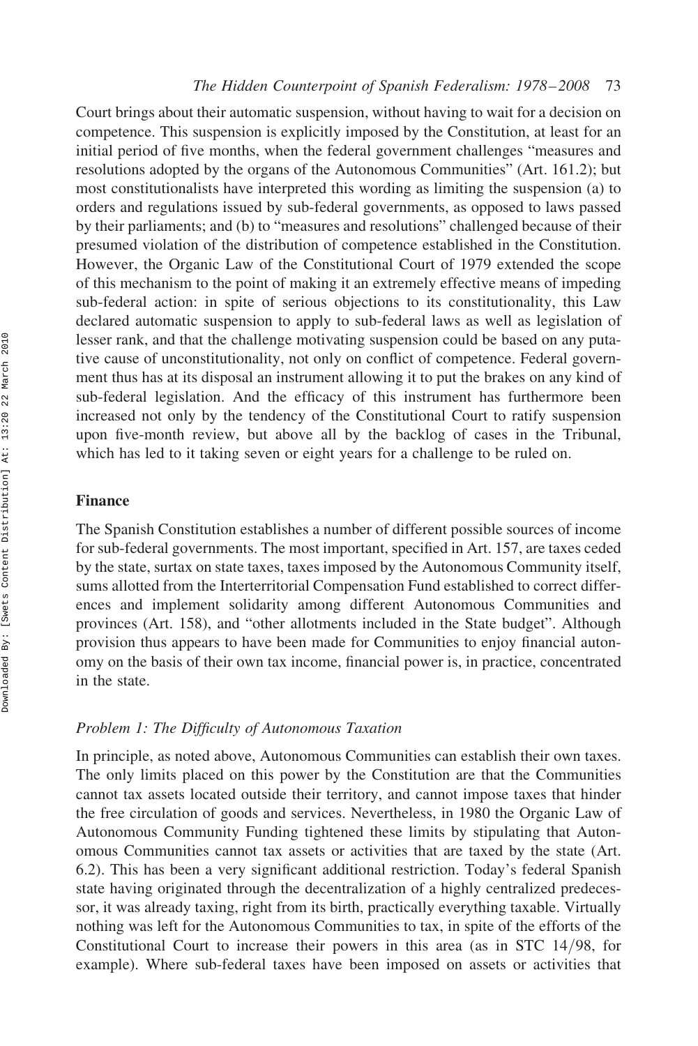Court brings about their automatic suspension, without having to wait for a decision on competence. This suspension is explicitly imposed by the Constitution, at least for an initial period of five months, when the federal government challenges "measures and resolutions adopted by the organs of the Autonomous Communities" (Art. 161.2); but most constitutionalists have interpreted this wording as limiting the suspension (a) to orders and regulations issued by sub-federal governments, as opposed to laws passed by their parliaments; and (b) to "measures and resolutions" challenged because of their presumed violation of the distribution of competence established in the Constitution. However, the Organic Law of the Constitutional Court of 1979 extended the scope of this mechanism to the point of making it an extremely effective means of impeding sub-federal action: in spite of serious objections to its constitutionality, this Law declared automatic suspension to apply to sub-federal laws as well as legislation of lesser rank, and that the challenge motivating suspension could be based on any putative cause of unconstitutionality, not only on conflict of competence. Federal government thus has at its disposal an instrument allowing it to put the brakes on any kind of sub-federal legislation. And the efficacy of this instrument has furthermore been increased not only by the tendency of the Constitutional Court to ratify suspension upon five-month review, but above all by the backlog of cases in the Tribunal, which has led to it taking seven or eight years for a challenge to be ruled on.

## Finance

The Spanish Constitution establishes a number of different possible sources of income for sub-federal governments. The most important, specified in Art. 157, are taxes ceded by the state, surtax on state taxes, taxes imposed by the Autonomous Community itself, sums allotted from the Interterritorial Compensation Fund established to correct differences and implement solidarity among different Autonomous Communities and provinces (Art. 158), and "other allotments included in the State budget". Although provision thus appears to have been made for Communities to enjoy financial autonomy on the basis of their own tax income, financial power is, in practice, concentrated in the state.

### *Problem 1: The Difficulty of Autonomous Taxation*

In principle, as noted above, Autonomous Communities can establish their own taxes. The only limits placed on this power by the Constitution are that the Communities cannot tax assets located outside their territory, and cannot impose taxes that hinder the free circulation of goods and services. Nevertheless, in 1980 the Organic Law of Autonomous Community Funding tightened these limits by stipulating that Autonomous Communities cannot tax assets or activities that are taxed by the state (Art. 6.2). This has been a very significant additional restriction. Today's federal Spanish state having originated through the decentralization of a highly centralized predecessor, it was already taxing, right from its birth, practically everything taxable. Virtually nothing was left for the Autonomous Communities to tax, in spite of the efforts of the Constitutional Court to increase their powers in this area (as in STC 14/98, for example). Where sub-federal taxes have been imposed on assets or activities that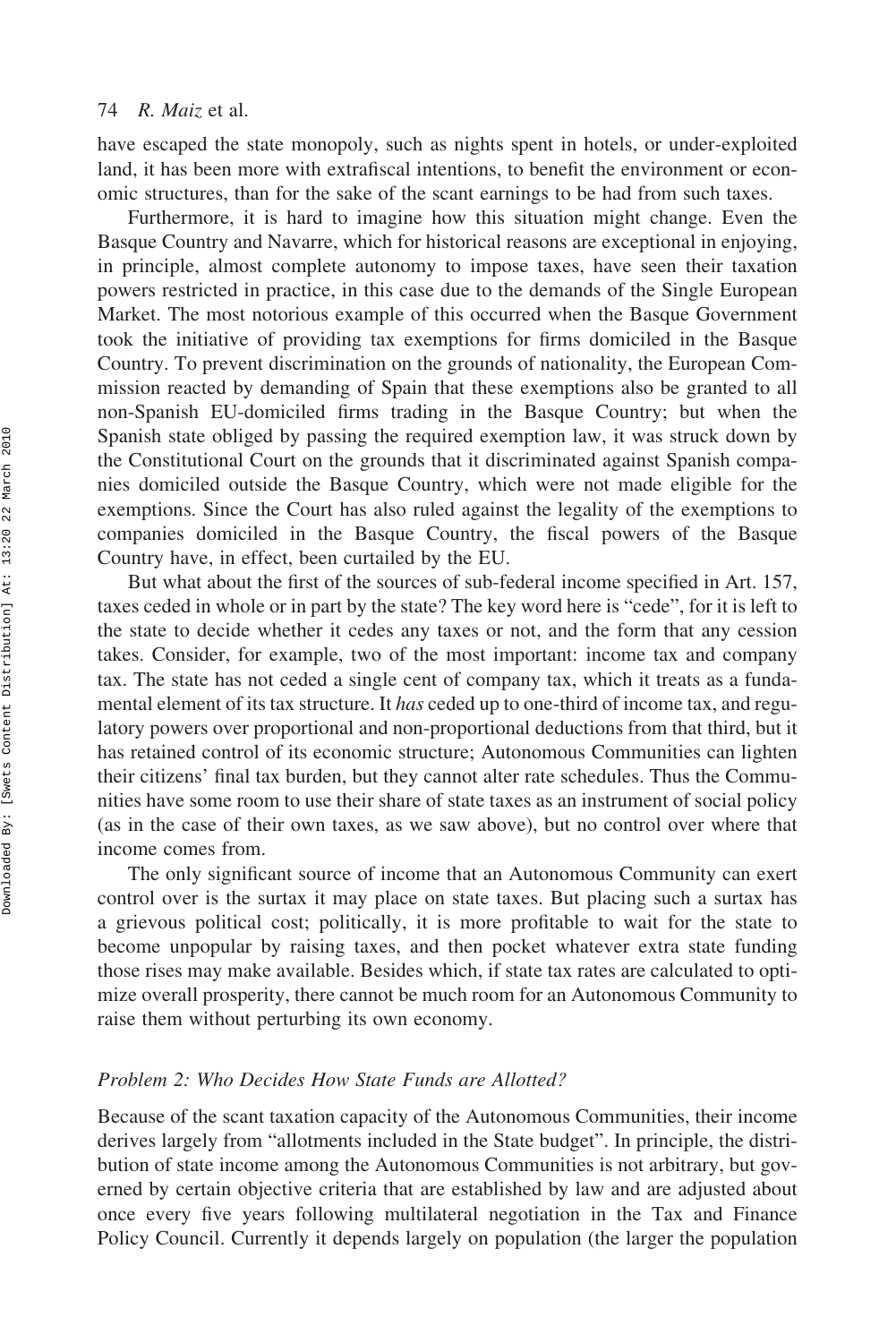have escaped the state monopoly, such as nights spent in hotels, or under-exploited land, it has been more with extrafiscal intentions, to benefit the environment or economic structures, than for the sake of the scant earnings to be had from such taxes.

Furthermore, it is hard to imagine how this situation might change. Even the Basque Country and Navarre, which for historical reasons are exceptional in enjoying, in principle, almost complete autonomy to impose taxes, have seen their taxation powers restricted in practice, in this case due to the demands of the Single European Market. The most notorious example of this occurred when the Basque Government took the initiative of providing tax exemptions for firms domiciled in the Basque Country. To prevent discrimination on the grounds of nationality, the European Commission reacted by demanding of Spain that these exemptions also be granted to all non-Spanish EU-domiciled firms trading in the Basque Country; but when the Spanish state obliged by passing the required exemption law, it was struck down by the Constitutional Court on the grounds that it discriminated against Spanish companies domiciled outside the Basque Country, which were not made eligible for the exemptions. Since the Court has also ruled against the legality of the exemptions to companies domiciled in the Basque Country, the fiscal powers of the Basque Country have, in effect, been curtailed by the EU.

But what about the first of the sources of sub-federal income specified in Art. 157, taxes ceded in whole or in part by the state? The key word here is "cede", for it is left to the state to decide whether it cedes any taxes or not, and the form that any cession takes. Consider, for example, two of the most important: income tax and company tax. The state has not ceded a single cent of company tax, which it treats as a fundamental element of its tax structure. It *has* ceded up to one-third of income tax, and regulatory powers over proportional and non-proportional deductions from that third, but it has retained control of its economic structure; Autonomous Communities can lighten their citizens' final tax burden, but they cannot alter rate schedules. Thus the Communities have some room to use their share of state taxes as an instrument of social policy (as in the case of their own taxes, as we saw above), but no control over where that income comes from.

The only significant source of income that an Autonomous Community can exert control over is the surtax it may place on state taxes. But placing such a surtax has a grievous political cost; politically, it is more profitable to wait for the state to become unpopular by raising taxes, and then pocket whatever extra state funding those rises may make available. Besides which, if state tax rates are calculated to optimize overall prosperity, there cannot be much room for an Autonomous Community to raise them without perturbing its own economy.

### *Problem 2: Who Decides How State Funds are Allotted?*

Because of the scant taxation capacity of the Autonomous Communities, their income derives largely from "allotments included in the State budget". In principle, the distribution of state income among the Autonomous Communities is not arbitrary, but governed by certain objective criteria that are established by law and are adjusted about once every five years following multilateral negotiation in the Tax and Finance Policy Council. Currently it depends largely on population (the larger the population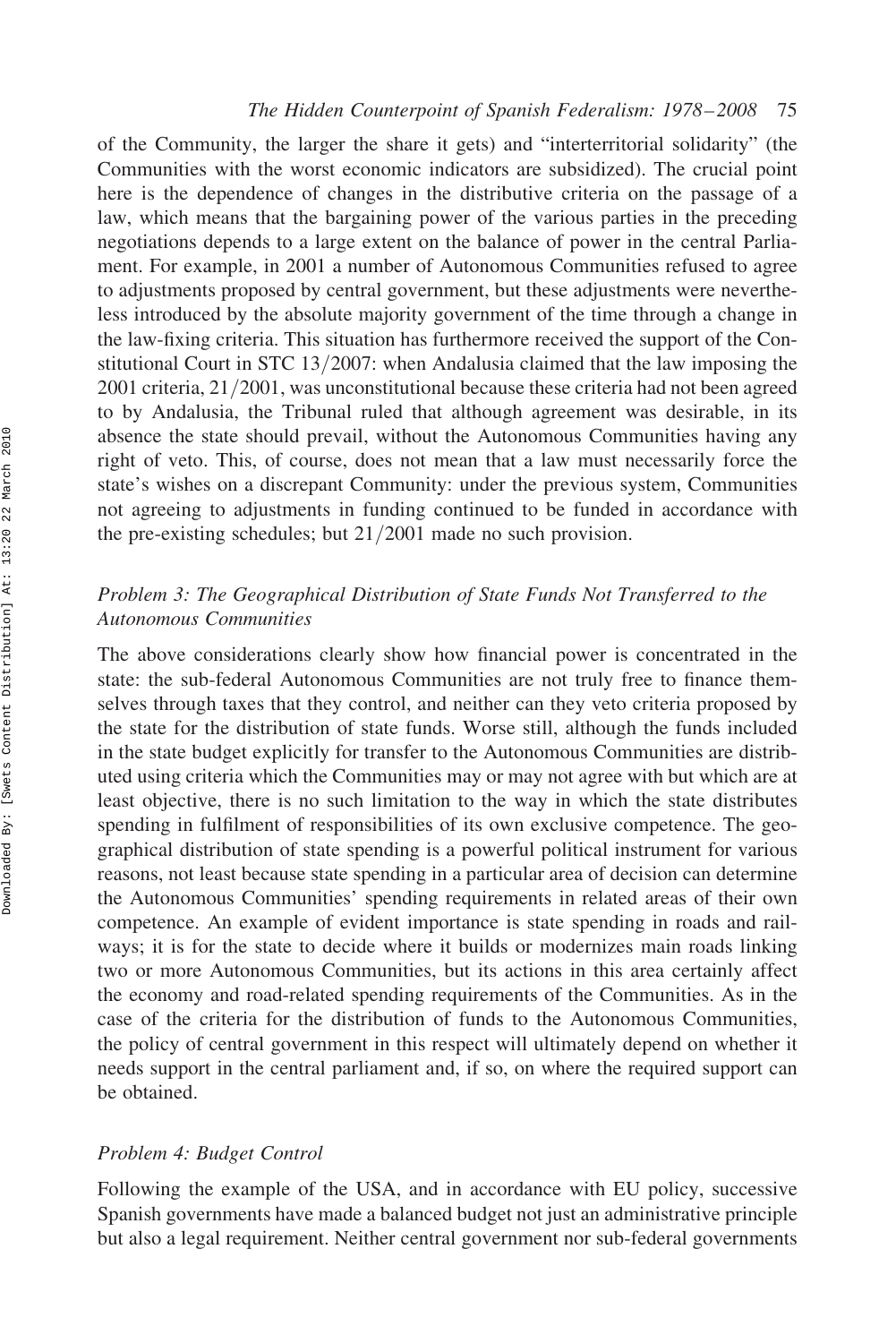of the Community, the larger the share it gets) and "interterritorial solidarity" (the Communities with the worst economic indicators are subsidized). The crucial point here is the dependence of changes in the distributive criteria on the passage of a law, which means that the bargaining power of the various parties in the preceding negotiations depends to a large extent on the balance of power in the central Parliament. For example, in 2001 a number of Autonomous Communities refused to agree to adjustments proposed by central government, but these adjustments were nevertheless introduced by the absolute majority government of the time through a change in the law-fixing criteria. This situation has furthermore received the support of the Constitutional Court in STC 13/2007: when Andalusia claimed that the law imposing the 2001 criteria, 21/2001, was unconstitutional because these criteria had not been agreed to by Andalusia, the Tribunal ruled that although agreement was desirable, in its absence the state should prevail, without the Autonomous Communities having any right of veto. This, of course, does not mean that a law must necessarily force the state's wishes on a discrepant Community: under the previous system, Communities not agreeing to adjustments in funding continued to be funded in accordance with the pre-existing schedules; but 21/2001 made no such provision.

### *Problem 3: The Geographical Distribution of State Funds Not Transferred to the Autonomous Communities*

The above considerations clearly show how financial power is concentrated in the state: the sub-federal Autonomous Communities are not truly free to finance themselves through taxes that they control, and neither can they veto criteria proposed by the state for the distribution of state funds. Worse still, although the funds included in the state budget explicitly for transfer to the Autonomous Communities are distributed using criteria which the Communities may or may not agree with but which are at least objective, there is no such limitation to the way in which the state distributes spending in fulfilment of responsibilities of its own exclusive competence. The geographical distribution of state spending is a powerful political instrument for various reasons, not least because state spending in a particular area of decision can determine the Autonomous Communities' spending requirements in related areas of their own competence. An example of evident importance is state spending in roads and railways; it is for the state to decide where it builds or modernizes main roads linking two or more Autonomous Communities, but its actions in this area certainly affect the economy and road-related spending requirements of the Communities. As in the case of the criteria for the distribution of funds to the Autonomous Communities, the policy of central government in this respect will ultimately depend on whether it needs support in the central parliament and, if so, on where the required support can be obtained.

### *Problem 4: Budget Control*

Following the example of the USA, and in accordance with EU policy, successive Spanish governments have made a balanced budget not just an administrative principle but also a legal requirement. Neither central government nor sub-federal governments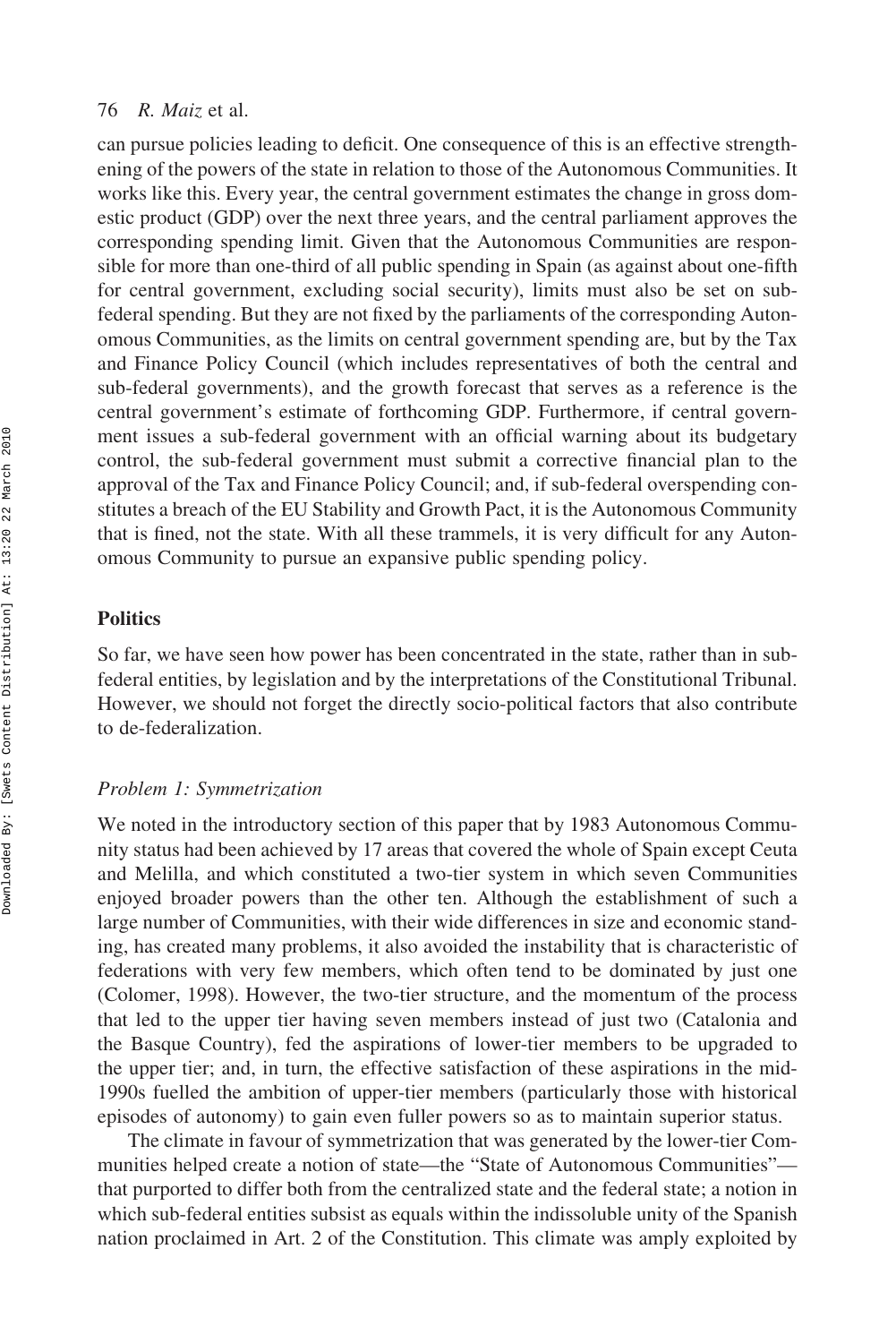can pursue policies leading to deficit. One consequence of this is an effective strengthening of the powers of the state in relation to those of the Autonomous Communities. It works like this. Every year, the central government estimates the change in gross domestic product (GDP) over the next three years, and the central parliament approves the corresponding spending limit. Given that the Autonomous Communities are responsible for more than one-third of all public spending in Spain (as against about one-fifth for central government, excluding social security), limits must also be set on sub-federal spending. But they are not fixed by the parliaments of the corresponding Autonomous Communities, as the limits on central government spending are, but by the Tax and Finance Policy Council (which includes representatives of both the central and sub-federal governments), and the growth forecast that serves as a reference is the central government's estimate of forthcoming GDP. Furthermore, if central government issues a sub-federal government with an official warning about its budgetary control, the sub-federal government must submit a corrective financial plan to the approval of the Tax and Finance Policy Council; and, if sub-federal overspending constitutes a breach of the EU Stability and Growth Pact, it is the Autonomous Community that is fined, not the state. With all these trammels, it is very difficult for any Autonomous Community to pursue an expansive public spending policy.

## Politics

So far, we have seen how power has been concentrated in the state, rather than in sub-federal entities, by legislation and by the interpretations of the Constitutional Tribunal. However, we should not forget the directly socio-political factors that also contribute to de-federalization.

### *Problem 1: Symmetrization*

We noted in the introductory section of this paper that by 1983 Autonomous Community status had been achieved by 17 areas that covered the whole of Spain except Ceuta and Melilla, and which constituted a two-tier system in which seven Communities enjoyed broader powers than the other ten. Although the establishment of such a large number of Communities, with their wide differences in size and economic standing, has created many problems, it also avoided the instability that is characteristic of federations with very few members, which often tend to be dominated by just one (Colomer, 1998). However, the two-tier structure, and the momentum of the process that led to the upper tier having seven members instead of just two (Catalonia and the Basque Country), fed the aspirations of lower-tier members to be upgraded to the upper tier; and, in turn, the effective satisfaction of these aspirations in the mid-1990s fuelled the ambition of upper-tier members (particularly those with historical episodes of autonomy) to gain even fuller powers so as to maintain superior status.

The climate in favour of symmetrization that was generated by the lower-tier Communities helped create a notion of state—the "State of Autonomous Communities"—that purported to differ both from the centralized state and the federal state; a notion in which sub-federal entities subsist as equals within the indissoluble unity of the Spanish nation proclaimed in Art. 2 of the Constitution. This climate was amply exploited by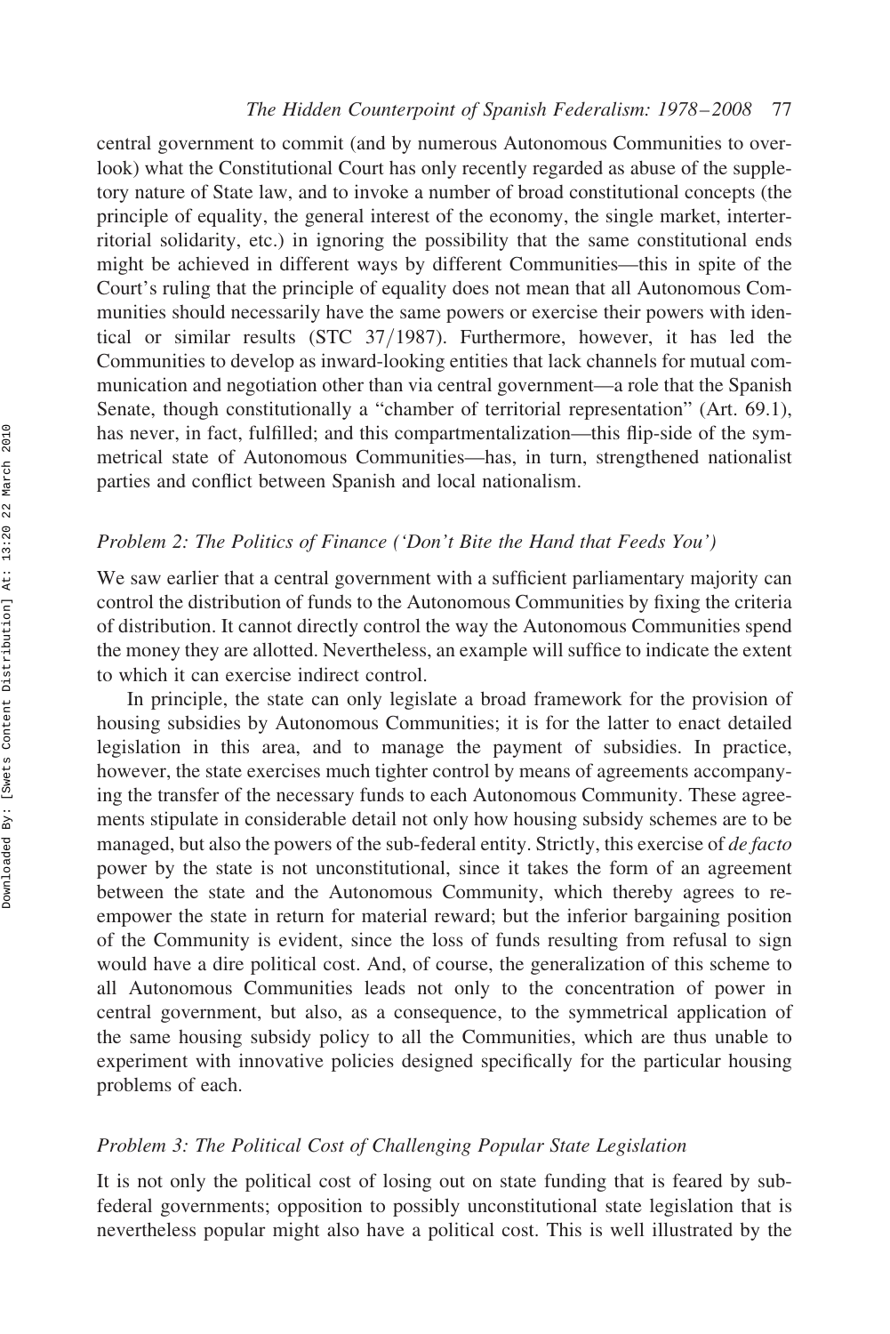central government to commit (and by numerous Autonomous Communities to overlook) what the Constitutional Court has only recently regarded as abuse of the suppletory nature of State law, and to invoke a number of broad constitutional concepts (the principle of equality, the general interest of the economy, the single market, interterritorial solidarity, etc.) in ignoring the possibility that the same constitutional ends might be achieved in different ways by different Communities—this in spite of the Court's ruling that the principle of equality does not mean that all Autonomous Communities should necessarily have the same powers or exercise their powers with identical or similar results (STC 37/1987). Furthermore, however, it has led the Communities to develop as inward-looking entities that lack channels for mutual communication and negotiation other than via central government—a role that the Spanish Senate, though constitutionally a "chamber of territorial representation" (Art. 69.1), has never, in fact, fulfilled; and this compartmentalization—this flip-side of the symmetrical state of Autonomous Communities—has, in turn, strengthened nationalist parties and conflict between Spanish and local nationalism.

### *Problem 2: The Politics of Finance ('Don't Bite the Hand that Feeds You')*

We saw earlier that a central government with a sufficient parliamentary majority can control the distribution of funds to the Autonomous Communities by fixing the criteria of distribution. It cannot directly control the way the Autonomous Communities spend the money they are allotted. Nevertheless, an example will suffice to indicate the extent to which it can exercise indirect control.

In principle, the state can only legislate a broad framework for the provision of housing subsidies by Autonomous Communities; it is for the latter to enact detailed legislation in this area, and to manage the payment of subsidies. In practice, however, the state exercises much tighter control by means of agreements accompanying the transfer of the necessary funds to each Autonomous Community. These agreements stipulate in considerable detail not only how housing subsidy schemes are to be managed, but also the powers of the sub-federal entity. Strictly, this exercise of *de facto* power by the state is not unconstitutional, since it takes the form of an agreement between the state and the Autonomous Community, which thereby agrees to re-empower the state in return for material reward; but the inferior bargaining position of the Community is evident, since the loss of funds resulting from refusal to sign would have a dire political cost. And, of course, the generalization of this scheme to all Autonomous Communities leads not only to the concentration of power in central government, but also, as a consequence, to the symmetrical application of the same housing subsidy policy to all the Communities, which are thus unable to experiment with innovative policies designed specifically for the particular housing problems of each.

### *Problem 3: The Political Cost of Challenging Popular State Legislation*

It is not only the political cost of losing out on state funding that is feared by sub-federal governments; opposition to possibly unconstitutional state legislation that is nevertheless popular might also have a political cost. This is well illustrated by the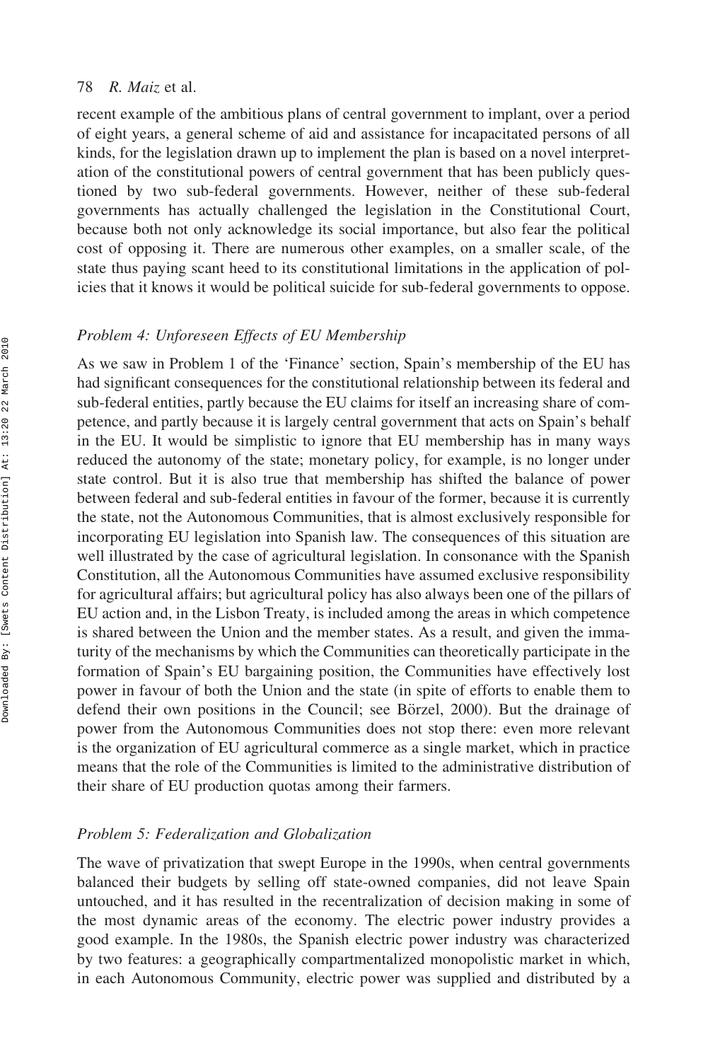recent example of the ambitious plans of central government to implant, over a period of eight years, a general scheme of aid and assistance for incapacitated persons of all kinds, for the legislation drawn up to implement the plan is based on a novel interpretation of the constitutional powers of central government that has been publicly questioned by two sub-federal governments. However, neither of these sub-federal governments has actually challenged the legislation in the Constitutional Court, because both not only acknowledge its social importance, but also fear the political cost of opposing it. There are numerous other examples, on a smaller scale, of the state thus paying scant heed to its constitutional limitations in the application of policies that it knows it would be political suicide for sub-federal governments to oppose.

### *Problem 4: Unforeseen Effects of EU Membership*

As we saw in Problem 1 of the 'Finance' section, Spain's membership of the EU has had significant consequences for the constitutional relationship between its federal and sub-federal entities, partly because the EU claims for itself an increasing share of competence, and partly because it is largely central government that acts on Spain's behalf in the EU. It would be simplistic to ignore that EU membership has in many ways reduced the autonomy of the state; monetary policy, for example, is no longer under state control. But it is also true that membership has shifted the balance of power between federal and sub-federal entities in favour of the former, because it is currently the state, not the Autonomous Communities, that is almost exclusively responsible for incorporating EU legislation into Spanish law. The consequences of this situation are well illustrated by the case of agricultural legislation. In consonance with the Spanish Constitution, all the Autonomous Communities have assumed exclusive responsibility for agricultural affairs; but agricultural policy has also always been one of the pillars of EU action and, in the Lisbon Treaty, is included among the areas in which competence is shared between the Union and the member states. As a result, and given the immaturity of the mechanisms by which the Communities can theoretically participate in the formation of Spain's EU bargaining position, the Communities have effectively lost power in favour of both the Union and the state (in spite of efforts to enable them to defend their own positions in the Council; see Börzel, 2000). But the drainage of power from the Autonomous Communities does not stop there: even more relevant is the organization of EU agricultural commerce as a single market, which in practice means that the role of the Communities is limited to the administrative distribution of their share of EU production quotas among their farmers.

### *Problem 5: Federalization and Globalization*

The wave of privatization that swept Europe in the 1990s, when central governments balanced their budgets by selling off state-owned companies, did not leave Spain untouched, and it has resulted in the recentralization of decision making in some of the most dynamic areas of the economy. The electric power industry provides a good example. In the 1980s, the Spanish electric power industry was characterized by two features: a geographically compartmentalized monopolistic market in which, in each Autonomous Community, electric power was supplied and distributed by a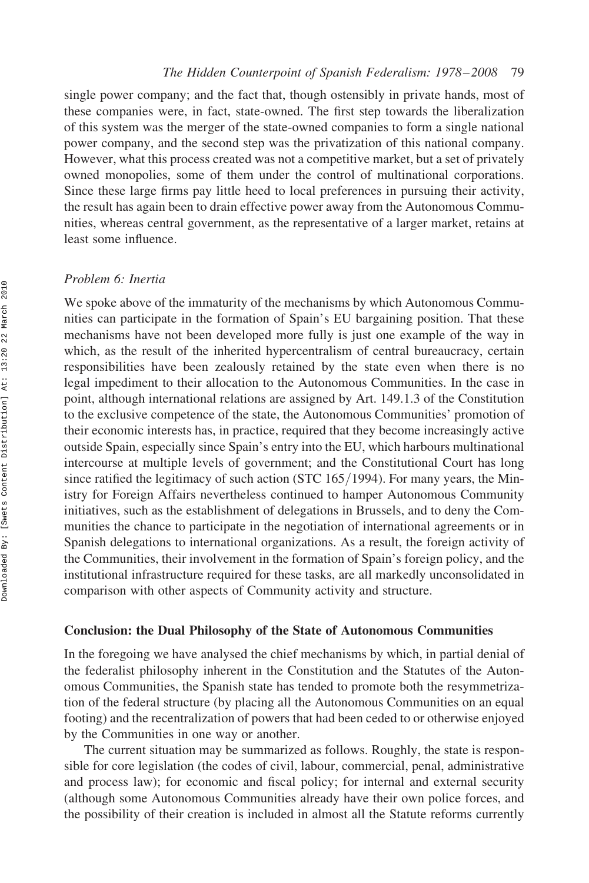single power company; and the fact that, though ostensibly in private hands, most of these companies were, in fact, state-owned. The first step towards the liberalization of this system was the merger of the state-owned companies to form a single national power company, and the second step was the privatization of this national company. However, what this process created was not a competitive market, but a set of privately owned monopolies, some of them under the control of multinational corporations. Since these large firms pay little heed to local preferences in pursuing their activity, the result has again been to drain effective power away from the Autonomous Communities, whereas central government, as the representative of a larger market, retains at least some influence.

*Problem 6: Inertia*

We spoke above of the immaturity of the mechanisms by which Autonomous Communities can participate in the formation of Spain's EU bargaining position. That these mechanisms have not been developed more fully is just one example of the way in which, as the result of the inherited hypercentralism of central bureaucracy, certain responsibilities have been zealously retained by the state even when there is no legal impediment to their allocation to the Autonomous Communities. In the case in point, although international relations are assigned by Art. 149.1.3 of the Constitution to the exclusive competence of the state, the Autonomous Communities' promotion of their economic interests has, in practice, required that they become increasingly active outside Spain, especially since Spain's entry into the EU, which harbours multinational intercourse at multiple levels of government; and the Constitutional Court has long since ratified the legitimacy of such action (STC 165/1994). For many years, the Ministry for Foreign Affairs nevertheless continued to hamper Autonomous Community initiatives, such as the establishment of delegations in Brussels, and to deny the Communities the chance to participate in the negotiation of international agreements or in Spanish delegations to international organizations. As a result, the foreign activity of the Communities, their involvement in the formation of Spain's foreign policy, and the institutional infrastructure required for these tasks, are all markedly unconsolidated in comparison with other aspects of Community activity and structure.

## Conclusion: the Dual Philosophy of the State of Autonomous Communities

In the foregoing we have analysed the chief mechanisms by which, in partial denial of the federalist philosophy inherent in the Constitution and the Statutes of the Autonomous Communities, the Spanish state has tended to promote both the resymmetrization of the federal structure (by placing all the Autonomous Communities on an equal footing) and the recentralization of powers that had been ceded to or otherwise enjoyed by the Communities in one way or another.

The current situation may be summarized as follows. Roughly, the state is responsible for core legislation (the codes of civil, labour, commercial, penal, administrative and process law); for economic and fiscal policy; for internal and external security (although some Autonomous Communities already have their own police forces, and the possibility of their creation is included in almost all the Statute reforms currently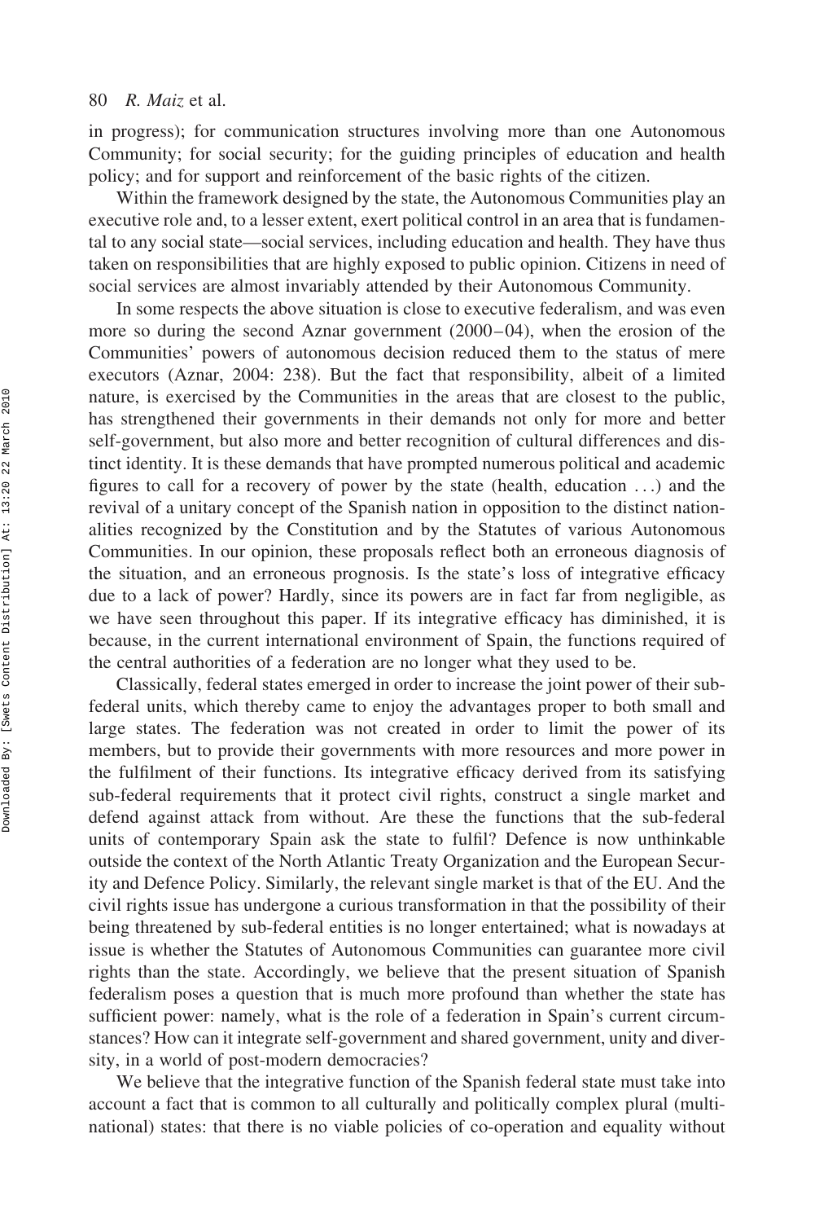in progress); for communication structures involving more than one Autonomous Community; for social security; for the guiding principles of education and health policy; and for support and reinforcement of the basic rights of the citizen.

Within the framework designed by the state, the Autonomous Communities play an executive role and, to a lesser extent, exert political control in an area that is fundamental to any social state—social services, including education and health. They have thus taken on responsibilities that are highly exposed to public opinion. Citizens in need of social services are almost invariably attended by their Autonomous Community.

In some respects the above situation is close to executive federalism, and was even more so during the second Aznar government (2000–04), when the erosion of the Communities' powers of autonomous decision reduced them to the status of mere executors (Aznar, 2004: 238). But the fact that responsibility, albeit of a limited nature, is exercised by the Communities in the areas that are closest to the public, has strengthened their governments in their demands not only for more and better self-government, but also more and better recognition of cultural differences and distinct identity. It is these demands that have prompted numerous political and academic figures to call for a recovery of power by the state (health, education ...) and the revival of a unitary concept of the Spanish nation in opposition to the distinct nationalities recognized by the Constitution and by the Statutes of various Autonomous Communities. In our opinion, these proposals reflect both an erroneous diagnosis of the situation, and an erroneous prognosis. Is the state's loss of integrative efficacy due to a lack of power? Hardly, since its powers are in fact far from negligible, as we have seen throughout this paper. If its integrative efficacy has diminished, it is because, in the current international environment of Spain, the functions required of the central authorities of a federation are no longer what they used to be.

Classically, federal states emerged in order to increase the joint power of their sub-federal units, which thereby came to enjoy the advantages proper to both small and large states. The federation was not created in order to limit the power of its members, but to provide their governments with more resources and more power in the fulfilment of their functions. Its integrative efficacy derived from its satisfying sub-federal requirements that it protect civil rights, construct a single market and defend against attack from without. Are these the functions that the sub-federal units of contemporary Spain ask the state to fulfil? Defence is now unthinkable outside the context of the North Atlantic Treaty Organization and the European Security and Defence Policy. Similarly, the relevant single market is that of the EU. And the civil rights issue has undergone a curious transformation in that the possibility of their being threatened by sub-federal entities is no longer entertained; what is nowadays at issue is whether the Statutes of Autonomous Communities can guarantee more civil rights than the state. Accordingly, we believe that the present situation of Spanish federalism poses a question that is much more profound than whether the state has sufficient power: namely, what is the role of a federation in Spain's current circumstances? How can it integrate self-government and shared government, unity and diversity, in a world of post-modern democracies?

We believe that the integrative function of the Spanish federal state must take into account a fact that is common to all culturally and politically complex plural (multinational) states: that there is no viable policies of co-operation and equality without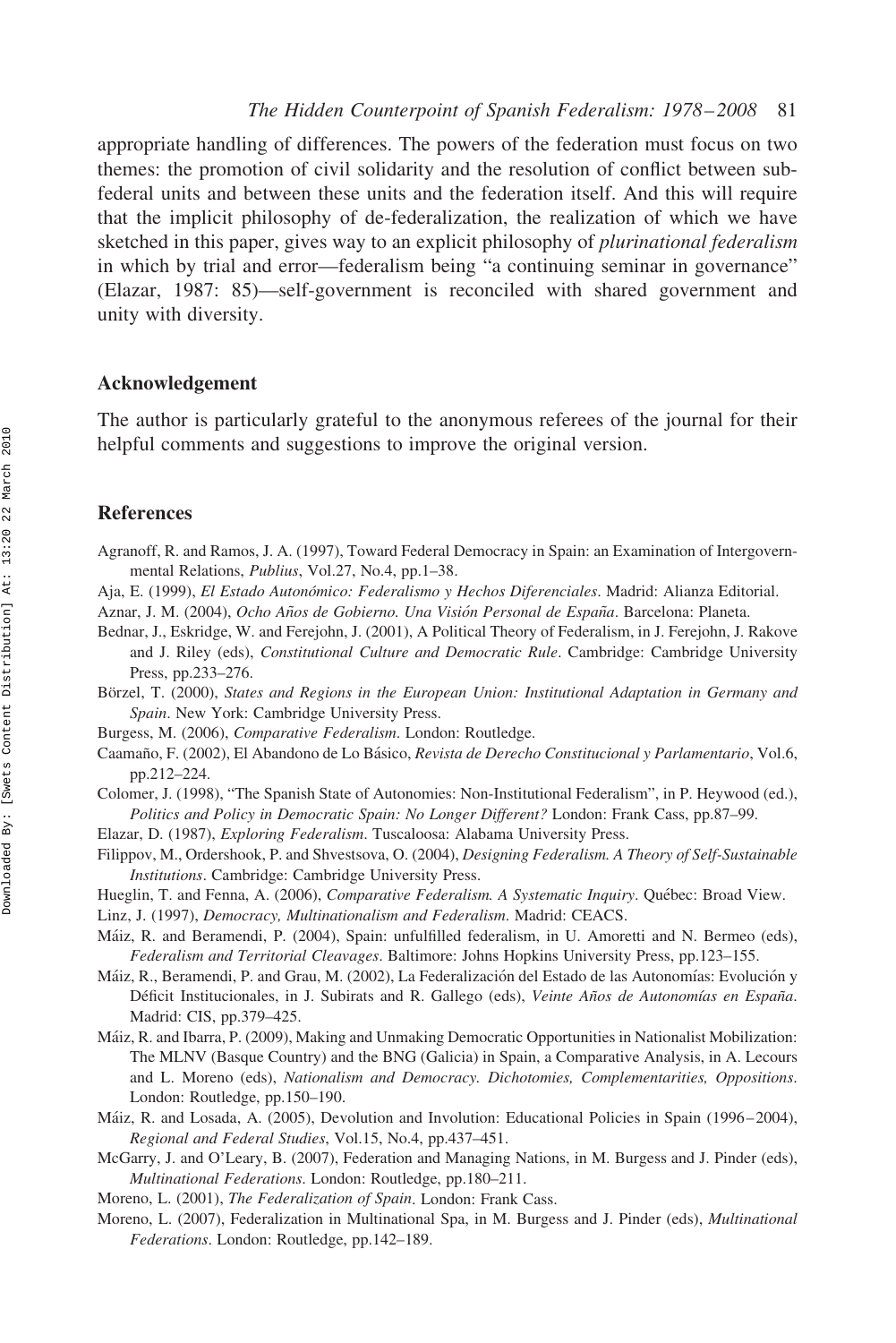appropriate handling of differences. The powers of the federation must focus on two themes: the promotion of civil solidarity and the resolution of conflict between sub-federal units and between these units and the federation itself. And this will require that the implicit philosophy of de-federalization, the realization of which we have sketched in this paper, gives way to an explicit philosophy of *plurinational federalism* in which by trial and error—federalism being "a continuing seminar in governance" (Elazar, 1987: 85)—self-government is reconciled with shared government and unity with diversity.

## Acknowledgement

The author is particularly grateful to the anonymous referees of the journal for their helpful comments and suggestions to improve the original version.

## References

Agranoff, R. and Ramos, J. A. (1997), Toward Federal Democracy in Spain: an Examination of Intergovernmental Relations, *Publius*, Vol.27, No.4, pp.1–38.

Aja, E. (1999), *El Estado Autonómico: Federalismo y Hechos Diferenciales*. Madrid: Alianza Editorial.

Aznar, J. M. (2004), *Ocho Años de Gobierno. Una Visión Personal de España*. Barcelona: Planeta.

Bednar, J., Eskridge, W. and Ferejohn, J. (2001), A Political Theory of Federalism, in J. Ferejohn, J. Rakove and J. Riley (eds), *Constitutional Culture and Democratic Rule*. Cambridge: Cambridge University Press, pp.233–276.

Börzel, T. (2000), *States and Regions in the European Union: Institutional Adaptation in Germany and Spain*. New York: Cambridge University Press.

Burgess, M. (2006), *Comparative Federalism*. London: Routledge.

Caamaño, F. (2002), El Abandono de Lo Básico, *Revista de Derecho Constitucional y Parlamentario*, Vol.6, pp.212–224.

Colomer, J. (1998), "The Spanish State of Autonomies: Non-Institutional Federalism", in P. Heywood (ed.), *Politics and Policy in Democratic Spain: No Longer Different?* London: Frank Cass, pp.87–99.

Elazar, D. (1987), *Exploring Federalism*. Tuscaloosa: Alabama University Press.

Filippov, M., Ordershook, P. and Shvestsova, O. (2004), *Designing Federalism. A Theory of Self-Sustainable Institutions*. Cambridge: Cambridge University Press.

Hueglin, T. and Fenna, A. (2006), *Comparative Federalism. A Systematic Inquiry*. Québec: Broad View.

Linz, J. (1997), *Democracy, Multinationalism and Federalism*. Madrid: CEACS.

Máiz, R. and Beramendi, P. (2004), Spain: unfulfilled federalism, in U. Amoretti and N. Bermeo (eds), *Federalism and Territorial Cleavages*. Baltimore: Johns Hopkins University Press, pp.123–155.

Máiz, R., Beramendi, P. and Grau, M. (2002), La Federalización del Estado de las Autonomías: Evolución y Déficit Institucionales, in J. Subirats and R. Gallego (eds), *Veinte Años de Autonomías en España*. Madrid: CIS, pp.379–425.

Máiz, R. and Ibarra, P. (2009), Making and Unmaking Democratic Opportunities in Nationalist Mobilization: The MLNV (Basque Country) and the BNG (Galicia) in Spain, a Comparative Analysis, in A. Lecours and L. Moreno (eds), *Nationalism and Democracy. Dichotomies, Complementarities, Oppositions*. London: Routledge, pp.150–190.

Máiz, R. and Losada, A. (2005), Devolution and Involution: Educational Policies in Spain (1996–2004), *Regional and Federal Studies*, Vol.15, No.4, pp.437–451.

McGarry, J. and O'Leary, B. (2007), Federation and Managing Nations, in M. Burgess and J. Pinder (eds), *Multinational Federations*. London: Routledge, pp.180–211.

Moreno, L. (2001), *The Federalization of Spain*. London: Frank Cass.

Moreno, L. (2007), Federalization in Multinational Spa, in M. Burgess and J. Pinder (eds), *Multinational Federations*. London: Routledge, pp.142–189.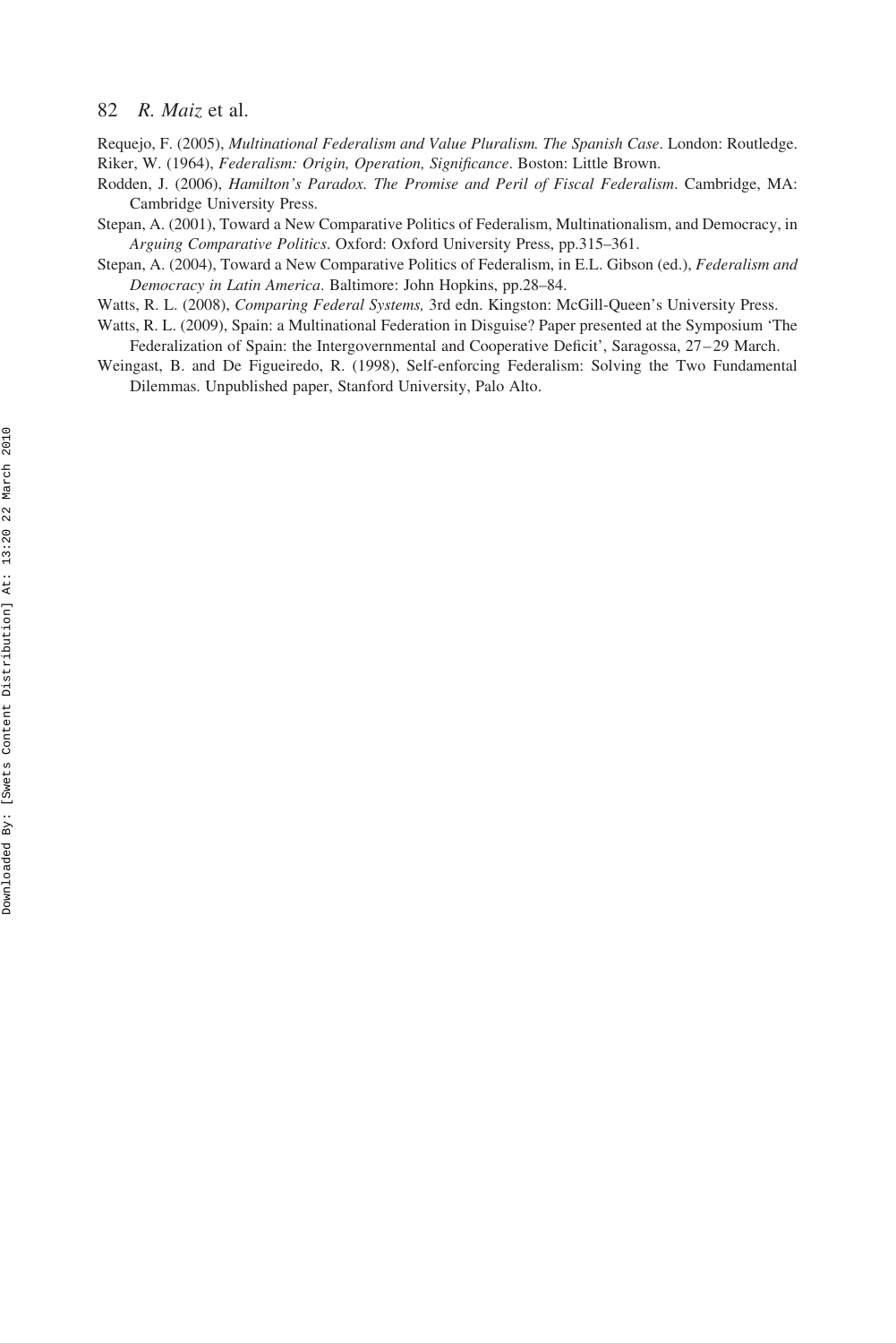Requejo, F. (2005), *Multinational Federalism and Value Pluralism. The Spanish Case*. London: Routledge.

Riker, W. (1964), *Federalism: Origin, Operation, Significance*. Boston: Little Brown.

Rodden, J. (2006), *Hamilton's Paradox. The Promise and Peril of Fiscal Federalism*. Cambridge, MA: Cambridge University Press.

Stepan, A. (2001), Toward a New Comparative Politics of Federalism, Multinationalism, and Democracy, in *Arguing Comparative Politics*. Oxford: Oxford University Press, pp.315–361.

Stepan, A. (2004), Toward a New Comparative Politics of Federalism, in E.L. Gibson (ed.), *Federalism and Democracy in Latin America*. Baltimore: John Hopkins, pp.28–84.

Watts, R. L. (2008), *Comparing Federal Systems,* 3rd edn. Kingston: McGill-Queen's University Press.

Watts, R. L. (2009), Spain: a Multinational Federation in Disguise? Paper presented at the Symposium 'The Federalization of Spain: the Intergovernmental and Cooperative Deficit', Saragossa, 27–29 March.

Weingast, B. and De Figueiredo, R. (1998), Self-enforcing Federalism: Solving the Two Fundamental Dilemmas. Unpublished paper, Stanford University, Palo Alto.